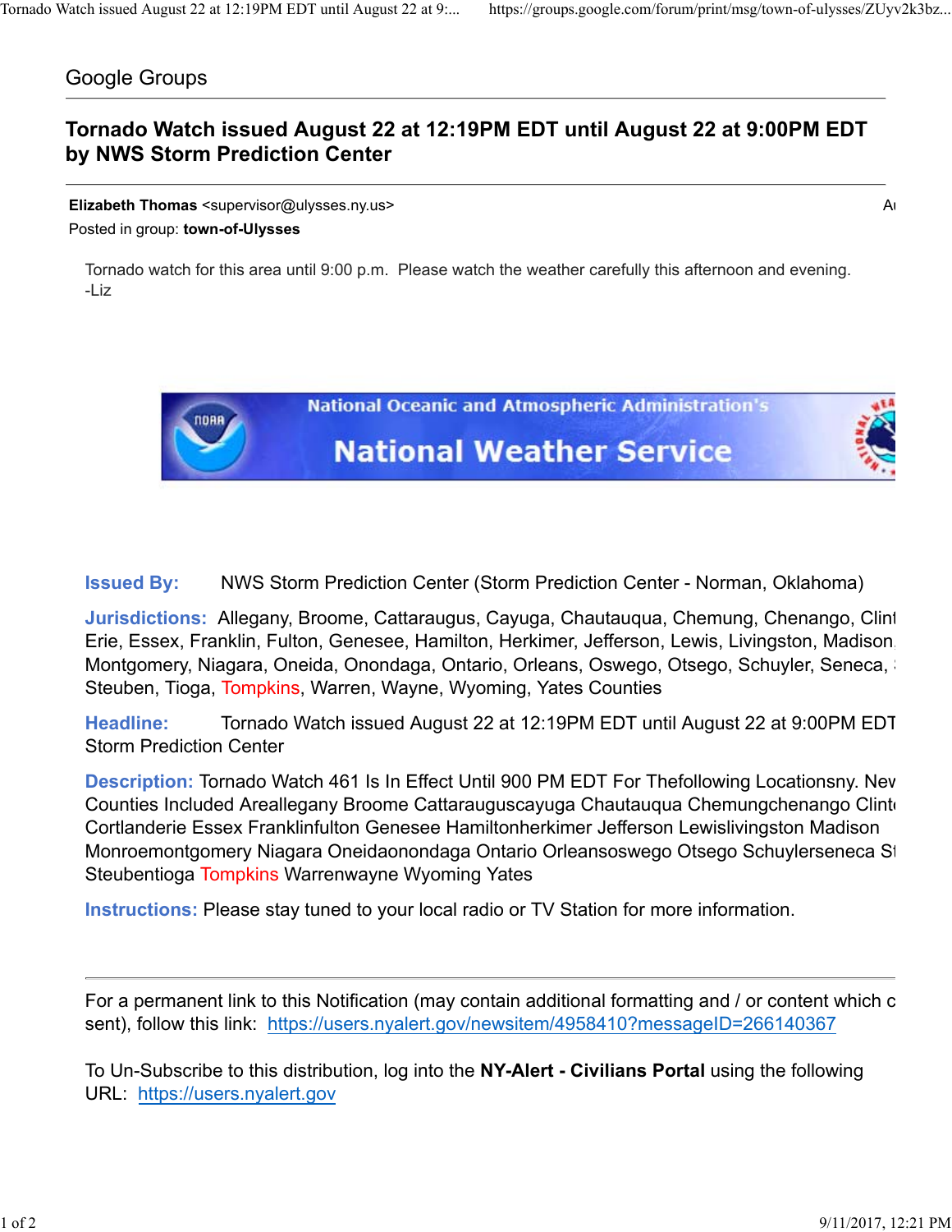Google Groups

# Tornado Watch issued August 22 at 12:19PM EDT until August 22 at 9:00PM EDT by NWS Storm Prediction Center

**Elizabeth Thomas** <supervisor@ulysses.ny.us>

Posted in group: **town-of-Ulysses**

Tornado watch for this area until 9:00 p.m.  Please watch the weather carefully this afternoon and evening.
-Liz

National Oceanic and Atmospheric Administration's
National Weather Service

**Issued By:** NWS Storm Prediction Center (Storm Prediction Center - Norman, Oklahoma)

**Jurisdictions:** Allegany, Broome, Cattaraugus, Cayuga, Chautauqua, Chemung, Chenango, Clint Erie, Essex, Franklin, Fulton, Genesee, Hamilton, Herkimer, Jefferson, Lewis, Livingston, Madison Montgomery, Niagara, Oneida, Onondaga, Ontario, Orleans, Oswego, Otsego, Schuyler, Seneca, Steuben, Tioga, Tompkins, Warren, Wayne, Wyoming, Yates Counties

**Headline:** Tornado Watch issued August 22 at 12:19PM EDT until August 22 at 9:00PM EDT Storm Prediction Center

**Description:** Tornado Watch 461 Is In Effect Until 900 PM EDT For Thefollowing Locationsny. Nev Counties Included Areallegany Broome Cattarauguscayuga Chautauqua Chemungchenango Clint Cortlanderie Essex Franklinfulton Genesee Hamiltonherkimer Jefferson Lewislivingston Madison Monroemontgomery Niagara Oneidaonondaga Ontario Orleansoswego Otsego Schuylerseneca St Steubentioga Tompkins Warrenwayne Wyoming Yates

**Instructions:** Please stay tuned to your local radio or TV Station for more information.

---

For a permanent link to this Notification (may contain additional formatting and / or content which c sent), follow this link: [https://users.nyalert.gov/newsitem/4958410?messageID=266140367](https://users.nyalert.gov/newsitem/4958410?messageID=266140367)

To Un-Subscribe to this distribution, log into the **NY-Alert - Civilians Portal** using the following URL: [https://users.nyalert.gov](https://users.nyalert.gov)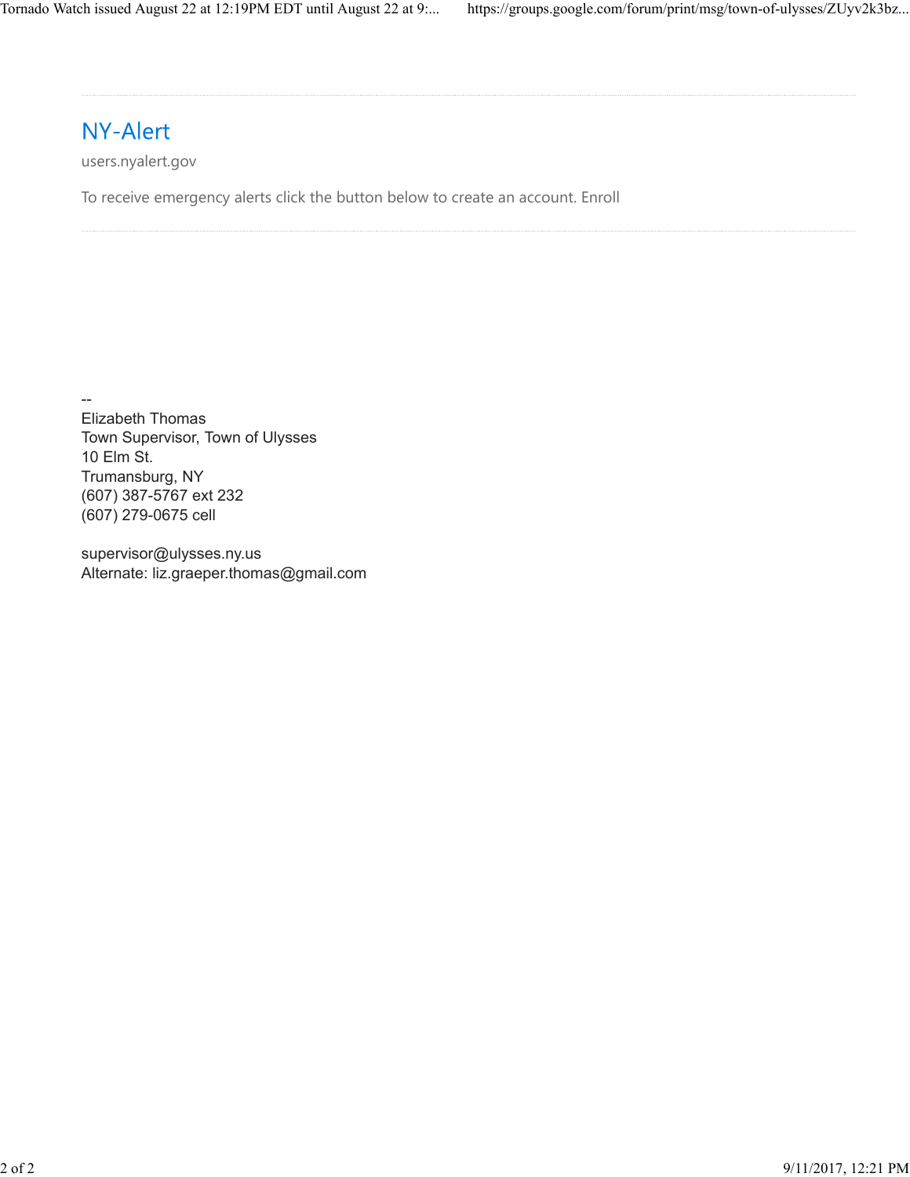---

## NY-Alert

users.nyalert.gov

To receive emergency alerts click the button below to create an account. Enroll

---

--
Elizabeth Thomas
Town Supervisor, Town of Ulysses
10 Elm St.
Trumansburg, NY
(607) 387-5767 ext 232
(607) 279-0675 cell

supervisor@ulysses.ny.us
Alternate: liz.graeper.thomas@gmail.com